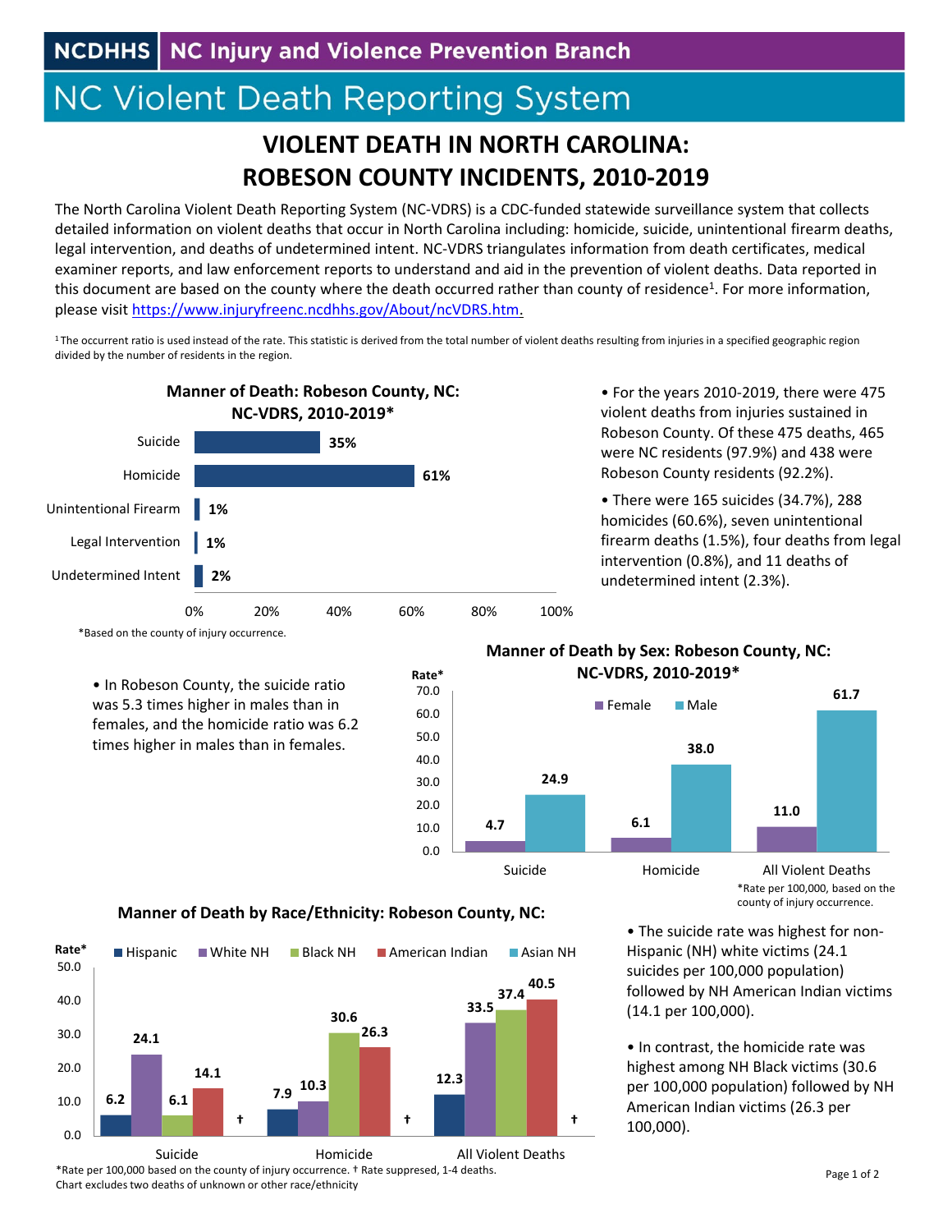NCDHHS | NC Injury and Violence Prevention Branch

# NC Violent Death Reporting System

## VIOLENT DEATH IN NORTH CAROLINA: ROBESON COUNTY INCIDENTS, 2010-2019

The North Carolina Violent Death Reporting System (NC-VDRS) is a CDC-funded statewide surveillance system that collects detailed information on violent deaths that occur in North Carolina including: homicide, suicide, unintentional firearm deaths, legal intervention, and deaths of undetermined intent. NC-VDRS triangulates information from death certificates, medical examiner reports, and law enforcement reports to understand and aid in the prevention of violent deaths. Data reported in this document are based on the county where the death occurred rather than county of residence[1]. For more information, please visit https://www.injuryfreenc.ncdhhs.gov/About/ncVDRS.htm.

[1] The occurrent ratio is used instead of the rate. This statistic is derived from the total number of violent deaths resulting from injuries in a specified geographic region divided by the number of residents in the region.

**Manner of Death: Robeson County, NC: NC-VDRS, 2010-2019***

| Manner of Death | Percent |
|---|---|
| Suicide | 35% |
| Homicide | 61% |
| Unintentional Firearm | 1% |
| Legal Intervention | 1% |
| Undetermined Intent | 2% |

*Based on the county of injury occurrence.

- For the years 2010-2019, there were 475 violent deaths from injuries sustained in Robeson County. Of these 475 deaths, 465 were NC residents (97.9%) and 438 were Robeson County residents (92.2%).
- There were 165 suicides (34.7%), 288 homicides (60.6%), seven unintentional firearm deaths (1.5%), four deaths from legal intervention (0.8%), and 11 deaths of undetermined intent (2.3%).

- In Robeson County, the suicide ratio was 5.3 times higher in males than in females, and the homicide ratio was 6.2 times higher in males than in females.

**Manner of Death by Sex: Robeson County, NC: NC-VDRS, 2010-2019***

| Rate* | Female | Male |
|---|---|---|
| Suicide | 4.7 | 24.9 |
| Homicide | 6.1 | 38.0 |
| All Violent Deaths | 11.0 | 61.7 |

*Rate per 100,000, based on the county of injury occurrence.

**Manner of Death by Race/Ethnicity: Robeson County, NC:**

| Rate* | Hispanic | White NH | Black NH | American Indian | Asian NH |
|---|---|---|---|---|---|
| Suicide | 6.2 | 24.1 | 6.1 | 14.1 | † |
| Homicide | 7.9 | 10.3 | 30.6 | 26.3 | † |
| All Violent Deaths | 12.3 | 33.5 | 37.4 | 40.5 | † |

*Rate per 100,000 based on the county of injury occurrence. † Rate suppressed, 1-4 deaths.
Chart excludes two deaths of unknown or other race/ethnicity

- The suicide rate was highest for non-Hispanic (NH) white victims (24.1 suicides per 100,000 population) followed by NH American Indian victims (14.1 per 100,000).
- In contrast, the homicide rate was highest among NH Black victims (30.6 per 100,000 population) followed by NH American Indian victims (26.3 per 100,000).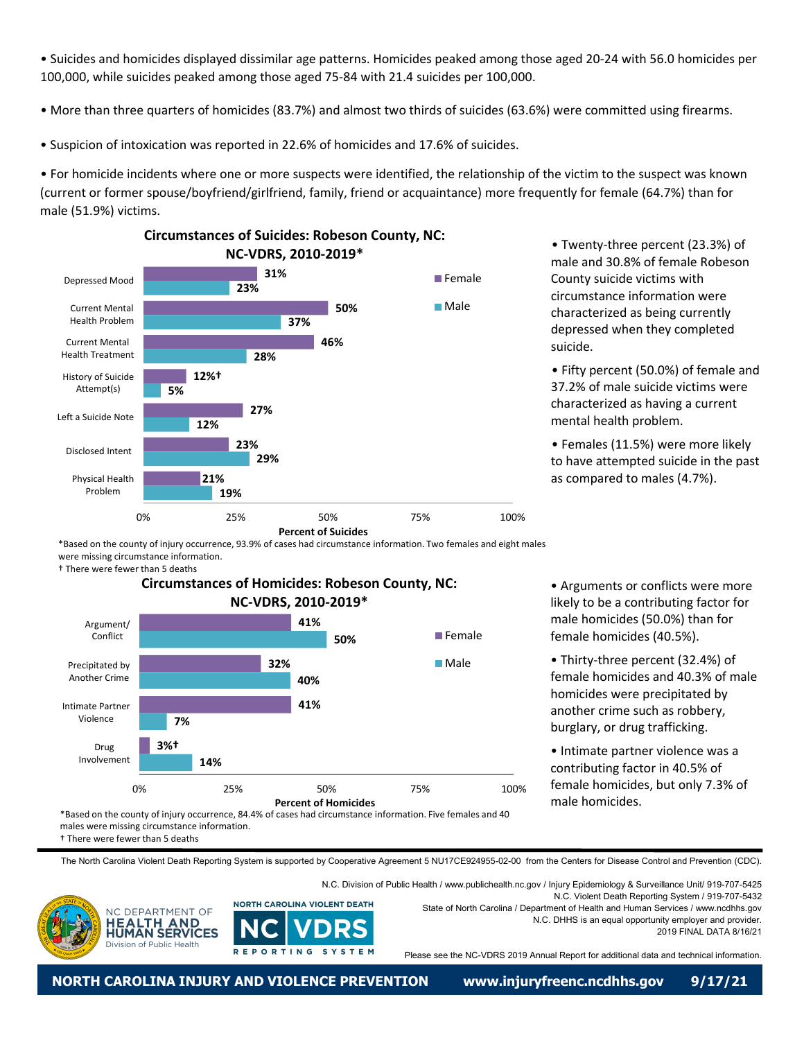- Suicides and homicides displayed dissimilar age patterns. Homicides peaked among those aged 20-24 with 56.0 homicides per 100,000, while suicides peaked among those aged 75-84 with 21.4 suicides per 100,000.

- More than three quarters of homicides (83.7%) and almost two thirds of suicides (63.6%) were committed using firearms.

- Suspicion of intoxication was reported in 22.6% of homicides and 17.6% of suicides.

- For homicide incidents where one or more suspects were identified, the relationship of the victim to the suspect was known (current or former spouse/boyfriend/girlfriend, family, friend or acquaintance) more frequently for female (64.7%) than for male (51.9%) victims.

**Circumstances of Suicides: Robeson County, NC: NC-VDRS, 2010-2019***

Female
Male

Depressed Mood: 31%, 23%
Current Mental Health Problem: 50%, 37%
Current Mental Health Treatment: 46%, 28%
History of Suicide Attempt(s): 12%†, 5%
Left a Suicide Note: 27%, 12%
Disclosed Intent: 23%, 29%
Physical Health Problem: 21%, 19%

0% 25% 50% 75% 100%
Percent of Suicides

*Based on the county of injury occurrence, 93.9% of cases had circumstance information. Two females and eight males were missing circumstance information.
† There were fewer than 5 deaths

- Twenty-three percent (23.3%) of male and 30.8% of female Robeson County suicide victims with circumstance information were characterized as being currently depressed when they completed suicide.

- Fifty percent (50.0%) of female and 37.2% of male suicide victims were characterized as having a current mental health problem.

- Females (11.5%) were more likely to have attempted suicide in the past as compared to males (4.7%).

**Circumstances of Homicides: Robeson County, NC: NC-VDRS, 2010-2019***

Female
Male

Argument/ Conflict: 41%, 50%
Precipitated by Another Crime: 32%, 40%
Intimate Partner Violence: 41%, 7%
Drug Involvement: 3%†, 14%

0% 25% 50% 75% 100%
Percent of Homicides

*Based on the county of injury occurrence, 84.4% of cases had circumstance information. Five females and 40 males were missing circumstance information.
† There were fewer than 5 deaths

- Arguments or conflicts were more likely to be a contributing factor for male homicides (50.0%) than for female homicides (40.5%).

- Thirty-three percent (32.4%) of female homicides and 40.3% of male homicides were precipitated by another crime such as robbery, burglary, or drug trafficking.

- Intimate partner violence was a contributing factor in 40.5% of female homicides, but only 7.3% of male homicides.

The North Carolina Violent Death Reporting System is supported by Cooperative Agreement 5 NU17CE924955-02-00 from the Centers for Disease Control and Prevention (CDC).

N.C. Division of Public Health / www.publichealth.nc.gov / Injury Epidemiology & Surveillance Unit/ 919-707-5425
N.C. Violent Death Reporting System / 919-707-5432
State of North Carolina / Department of Health and Human Services / www.ncdhhs.gov
N.C. DHHS is an equal opportunity employer and provider.
2019 FINAL DATA 8/16/21

NC DEPARTMENT OF HEALTH AND HUMAN SERVICES Division of Public Health

NORTH CAROLINA VIOLENT DEATH NC VDRS REPORTING SYSTEM

Please see the NC-VDRS 2019 Annual Report for additional data and technical information.

**NORTH CAROLINA INJURY AND VIOLENCE PREVENTION www.injuryfreenc.ncdhhs.gov 9/17/21**